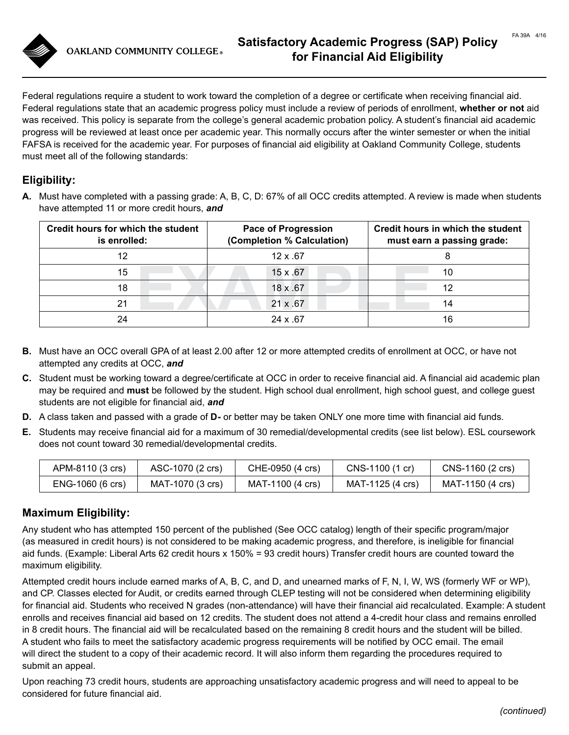# Satisfactory Academic Progress (SAP) Policy for Financial Aid Eligibility

OAKLAND COMMUNITY COLLEGE®

FA 39A 4/16

Federal regulations require a student to work toward the completion of a degree or certificate when receiving financial aid. Federal regulations state that an academic progress policy must include a review of periods of enrollment, **whether or not** aid was received. This policy is separate from the college's general academic probation policy. A student's financial aid academic progress will be reviewed at least once per academic year. This normally occurs after the winter semester or when the initial FAFSA is received for the academic year. For purposes of financial aid eligibility at Oakland Community College, students must meet all of the following standards:

## Eligibility:

**A.** Must have completed with a passing grade: A, B, C, D: 67% of all OCC credits attempted. A review is made when students have attempted 11 or more credit hours, ***and***

EXAMPLE

| Credit hours for which the student is enrolled: | Pace of Progression (Completion % Calculation) | Credit hours in which the student must earn a passing grade: |
|---|---|---|
| 12 | 12 x .67 | 8 |
| 15 | 15 x .67 | 10 |
| 18 | 18 x .67 | 12 |
| 21 | 21 x .67 | 14 |
| 24 | 24 x .67 | 16 |

**B.** Must have an OCC overall GPA of at least 2.00 after 12 or more attempted credits of enrollment at OCC, or have not attempted any credits at OCC, ***and***

**C.** Student must be working toward a degree/certificate at OCC in order to receive financial aid. A financial aid academic plan may be required and **must** be followed by the student. High school dual enrollment, high school guest, and college guest students are not eligible for financial aid, ***and***

**D.** A class taken and passed with a grade of **D-** or better may be taken ONLY one more time with financial aid funds.

**E.** Students may receive financial aid for a maximum of 30 remedial/developmental credits (see list below). ESL coursework does not count toward 30 remedial/developmental credits.

| | | | | |
|---|---|---|---|---|
| APM-8110 (3 crs) | ASC-1070 (2 crs) | CHE-0950 (4 crs) | CNS-1100 (1 cr) | CNS-1160 (2 crs) |
| ENG-1060 (6 crs) | MAT-1070 (3 crs) | MAT-1100 (4 crs) | MAT-1125 (4 crs) | MAT-1150 (4 crs) |

## Maximum Eligibility:

Any student who has attempted 150 percent of the published (See OCC catalog) length of their specific program/major (as measured in credit hours) is not considered to be making academic progress, and therefore, is ineligible for financial aid funds. (Example: Liberal Arts 62 credit hours x 150% = 93 credit hours) Transfer credit hours are counted toward the maximum eligibility.

Attempted credit hours include earned marks of A, B, C, and D, and unearned marks of F, N, I, W, WS (formerly WF or WP), and CP. Classes elected for Audit, or credits earned through CLEP testing will not be considered when determining eligibility for financial aid. Students who received N grades (non-attendance) will have their financial aid recalculated. Example: A student enrolls and receives financial aid based on 12 credits. The student does not attend a 4-credit hour class and remains enrolled in 8 credit hours. The financial aid will be recalculated based on the remaining 8 credit hours and the student will be billed. A student who fails to meet the satisfactory academic progress requirements will be notified by OCC email. The email will direct the student to a copy of their academic record. It will also inform them regarding the procedures required to submit an appeal.

Upon reaching 73 credit hours, students are approaching unsatisfactory academic progress and will need to appeal to be considered for future financial aid.

*(continued)*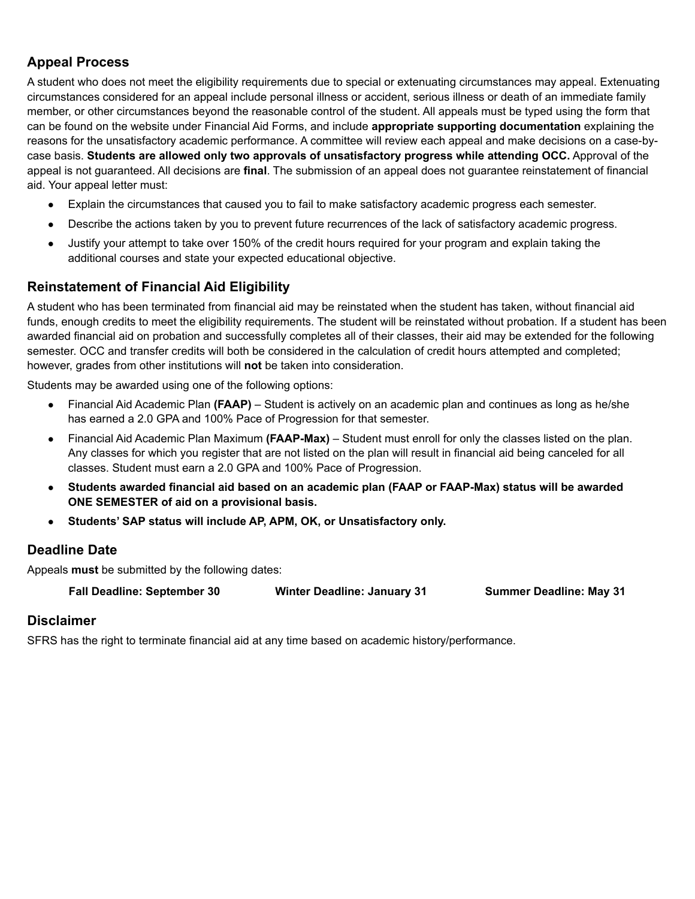## Appeal Process

A student who does not meet the eligibility requirements due to special or extenuating circumstances may appeal. Extenuating circumstances considered for an appeal include personal illness or accident, serious illness or death of an immediate family member, or other circumstances beyond the reasonable control of the student. All appeals must be typed using the form that can be found on the website under Financial Aid Forms, and include **appropriate supporting documentation** explaining the reasons for the unsatisfactory academic performance. A committee will review each appeal and make decisions on a case-by-case basis. **Students are allowed only two approvals of unsatisfactory progress while attending OCC.** Approval of the appeal is not guaranteed. All decisions are **final**. The submission of an appeal does not guarantee reinstatement of financial aid. Your appeal letter must:

- Explain the circumstances that caused you to fail to make satisfactory academic progress each semester.
- Describe the actions taken by you to prevent future recurrences of the lack of satisfactory academic progress.
- Justify your attempt to take over 150% of the credit hours required for your program and explain taking the additional courses and state your expected educational objective.

## Reinstatement of Financial Aid Eligibility

A student who has been terminated from financial aid may be reinstated when the student has taken, without financial aid funds, enough credits to meet the eligibility requirements. The student will be reinstated without probation. If a student has been awarded financial aid on probation and successfully completes all of their classes, their aid may be extended for the following semester. OCC and transfer credits will both be considered in the calculation of credit hours attempted and completed; however, grades from other institutions will **not** be taken into consideration.

Students may be awarded using one of the following options:

- Financial Aid Academic Plan **(FAAP)** – Student is actively on an academic plan and continues as long as he/she has earned a 2.0 GPA and 100% Pace of Progression for that semester.
- Financial Aid Academic Plan Maximum **(FAAP-Max)** – Student must enroll for only the classes listed on the plan. Any classes for which you register that are not listed on the plan will result in financial aid being canceled for all classes. Student must earn a 2.0 GPA and 100% Pace of Progression.
- **Students awarded financial aid based on an academic plan (FAAP or FAAP-Max) status will be awarded ONE SEMESTER of aid on a provisional basis.**
- **Students' SAP status will include AP, APM, OK, or Unsatisfactory only.**

## Deadline Date

Appeals **must** be submitted by the following dates:

**Fall Deadline: September 30** | **Winter Deadline: January 31** | **Summer Deadline: May 31**

## Disclaimer

SFRS has the right to terminate financial aid at any time based on academic history/performance.